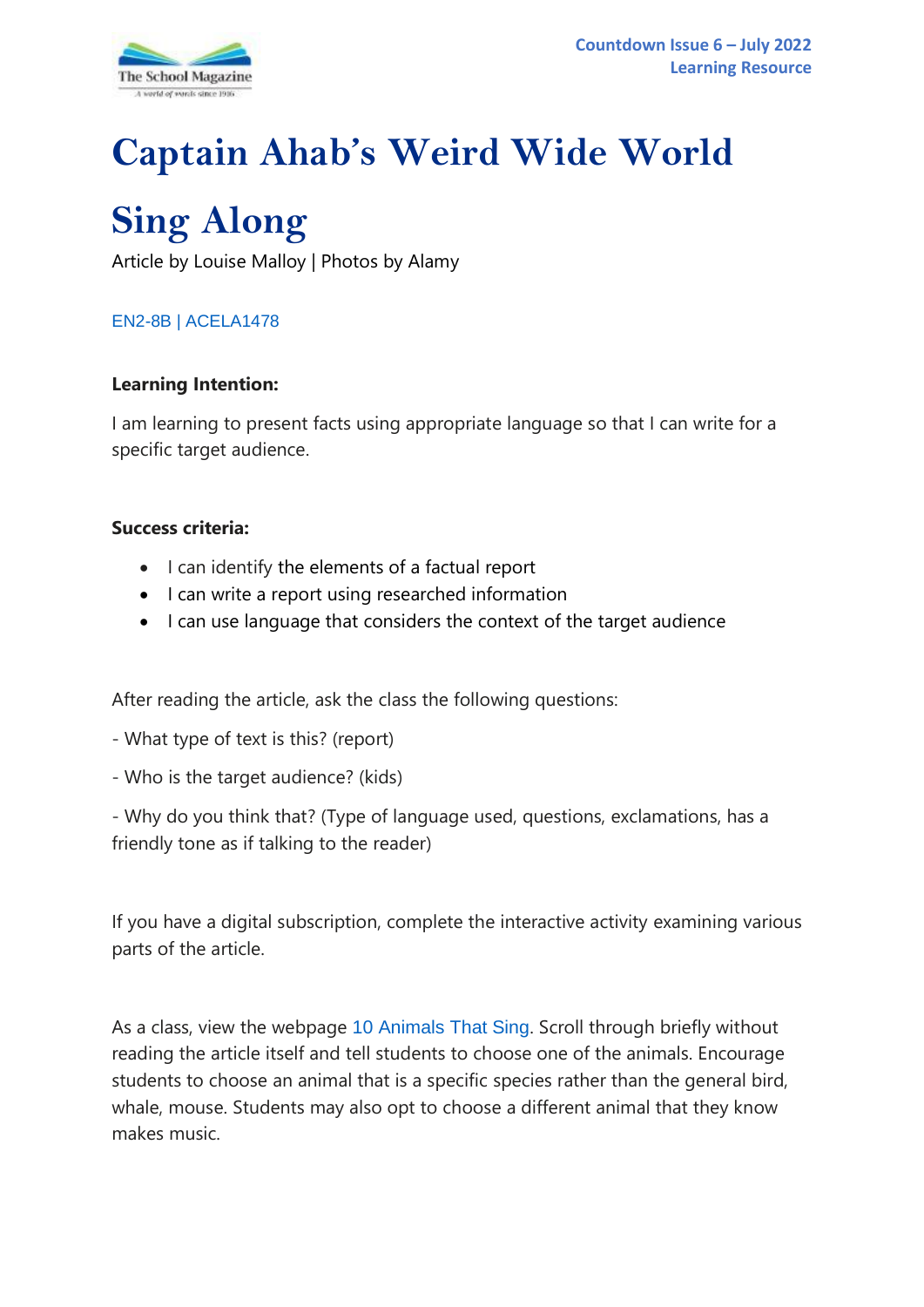# Captain Ahab's Weird Wide World

# Sing Along

Article by Louise Malloy | Photos by Alamy

EN2-8B | ACELA1478

**Learning Intention:**

I am learning to present facts using appropriate language so that I can write for a specific target audience.

**Success criteria:**

- I can identify the elements of a factual report
- I can write a report using researched information
- I can use language that considers the context of the target audience

After reading the article, ask the class the following questions:

- What type of text is this? (report)

- Who is the target audience? (kids)

- Why do you think that? (Type of language used, questions, exclamations, has a friendly tone as if talking to the reader)

If you have a digital subscription, complete the interactive activity examining various parts of the article.

As a class, view the webpage 10 Animals That Sing. Scroll through briefly without reading the article itself and tell students to choose one of the animals. Encourage students to choose an animal that is a specific species rather than the general bird, whale, mouse. Students may also opt to choose a different animal that they know makes music.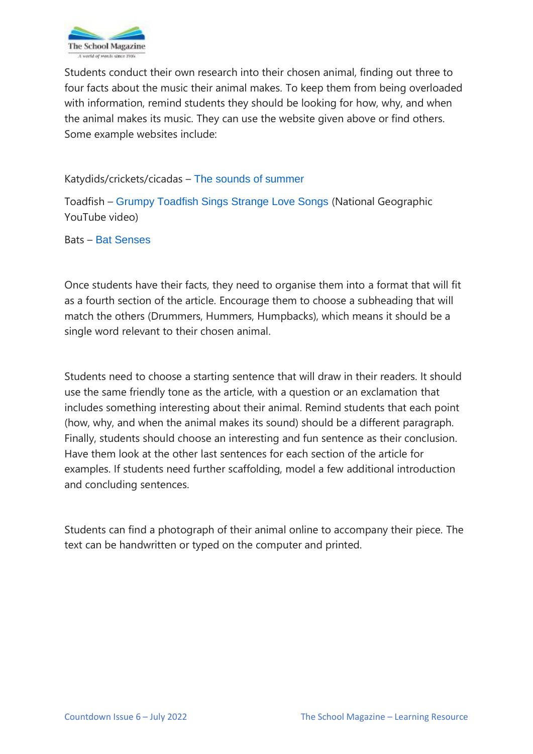Students conduct their own research into their chosen animal, finding out three to four facts about the music their animal makes. To keep them from being overloaded with information, remind students they should be looking for how, why, and when the animal makes its music. They can use the website given above or find others. Some example websites include:

Katydids/crickets/cicadas – The sounds of summer

Toadfish – Grumpy Toadfish Sings Strange Love Songs (National Geographic YouTube video)

Bats – Bat Senses

Once students have their facts, they need to organise them into a format that will fit as a fourth section of the article. Encourage them to choose a subheading that will match the others (Drummers, Hummers, Humpbacks), which means it should be a single word relevant to their chosen animal.

Students need to choose a starting sentence that will draw in their readers. It should use the same friendly tone as the article, with a question or an exclamation that includes something interesting about their animal. Remind students that each point (how, why, and when the animal makes its sound) should be a different paragraph. Finally, students should choose an interesting and fun sentence as their conclusion. Have them look at the other last sentences for each section of the article for examples. If students need further scaffolding, model a few additional introduction and concluding sentences.

Students can find a photograph of their animal online to accompany their piece. The text can be handwritten or typed on the computer and printed.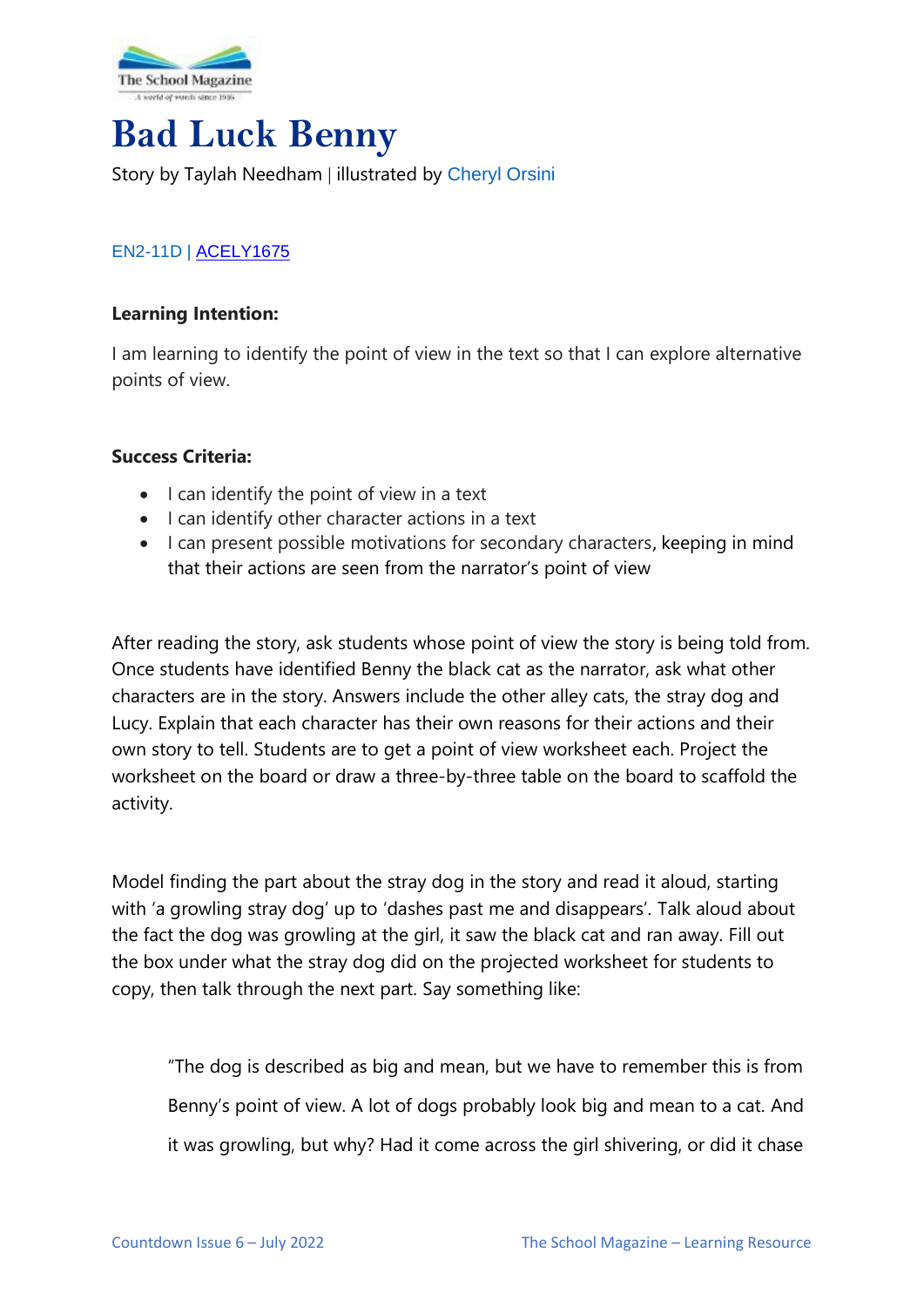# Bad Luck Benny

Story by Taylah Needham | illustrated by Cheryl Orsini

EN2-11D | ACELY1675

**Learning Intention:**

I am learning to identify the point of view in the text so that I can explore alternative points of view.

**Success Criteria:**

- I can identify the point of view in a text
- I can identify other character actions in a text
- I can present possible motivations for secondary characters, keeping in mind that their actions are seen from the narrator's point of view

After reading the story, ask students whose point of view the story is being told from. Once students have identified Benny the black cat as the narrator, ask what other characters are in the story. Answers include the other alley cats, the stray dog and Lucy. Explain that each character has their own reasons for their actions and their own story to tell. Students are to get a point of view worksheet each. Project the worksheet on the board or draw a three-by-three table on the board to scaffold the activity.

Model finding the part about the stray dog in the story and read it aloud, starting with 'a growling stray dog' up to 'dashes past me and disappears'. Talk aloud about the fact the dog was growling at the girl, it saw the black cat and ran away. Fill out the box under what the stray dog did on the projected worksheet for students to copy, then talk through the next part. Say something like:

> "The dog is described as big and mean, but we have to remember this is from Benny's point of view. A lot of dogs probably look big and mean to a cat. And it was growling, but why? Had it come across the girl shivering, or did it chase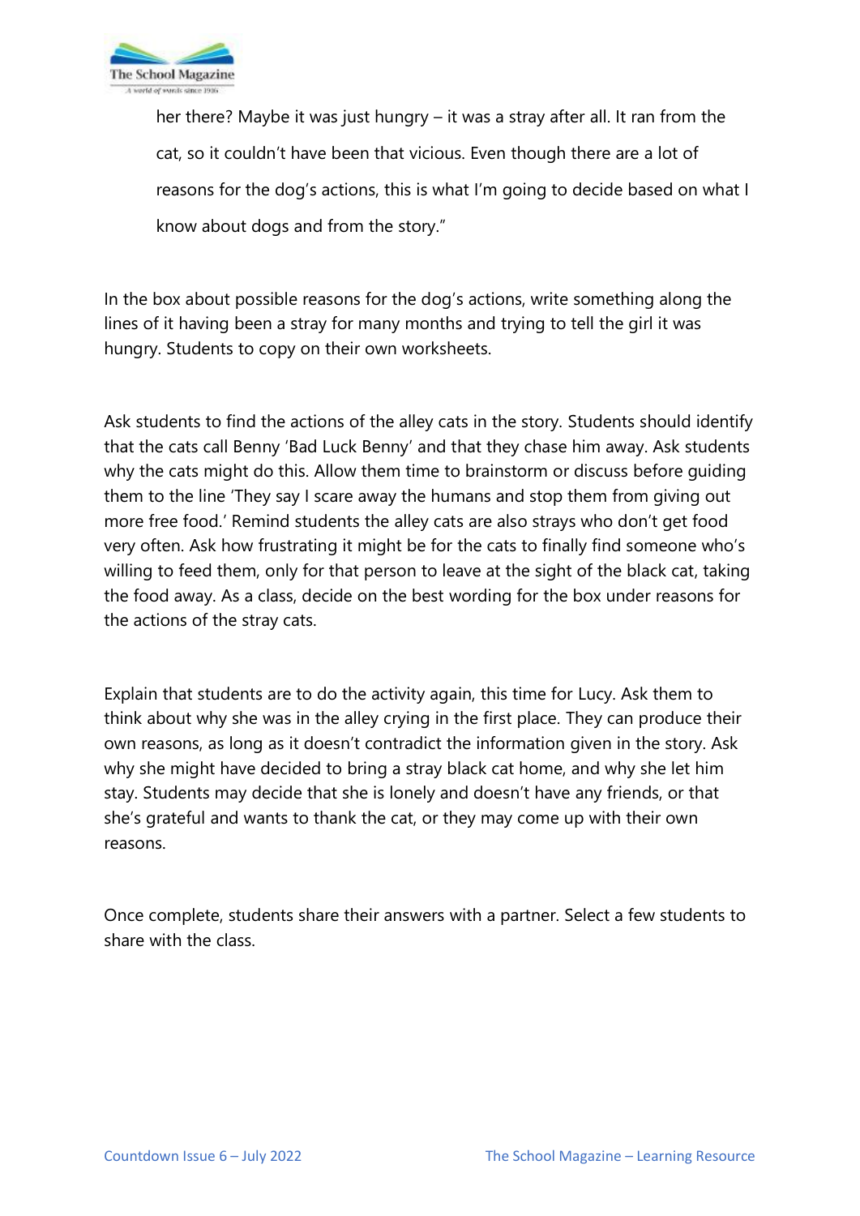her there? Maybe it was just hungry – it was a stray after all. It ran from the cat, so it couldn't have been that vicious. Even though there are a lot of reasons for the dog's actions, this is what I'm going to decide based on what I know about dogs and from the story."

In the box about possible reasons for the dog's actions, write something along the lines of it having been a stray for many months and trying to tell the girl it was hungry. Students to copy on their own worksheets.

Ask students to find the actions of the alley cats in the story. Students should identify that the cats call Benny 'Bad Luck Benny' and that they chase him away. Ask students why the cats might do this. Allow them time to brainstorm or discuss before guiding them to the line 'They say I scare away the humans and stop them from giving out more free food.' Remind students the alley cats are also strays who don't get food very often. Ask how frustrating it might be for the cats to finally find someone who's willing to feed them, only for that person to leave at the sight of the black cat, taking the food away. As a class, decide on the best wording for the box under reasons for the actions of the stray cats.

Explain that students are to do the activity again, this time for Lucy. Ask them to think about why she was in the alley crying in the first place. They can produce their own reasons, as long as it doesn't contradict the information given in the story. Ask why she might have decided to bring a stray black cat home, and why she let him stay. Students may decide that she is lonely and doesn't have any friends, or that she's grateful and wants to thank the cat, or they may come up with their own reasons.

Once complete, students share their answers with a partner. Select a few students to share with the class.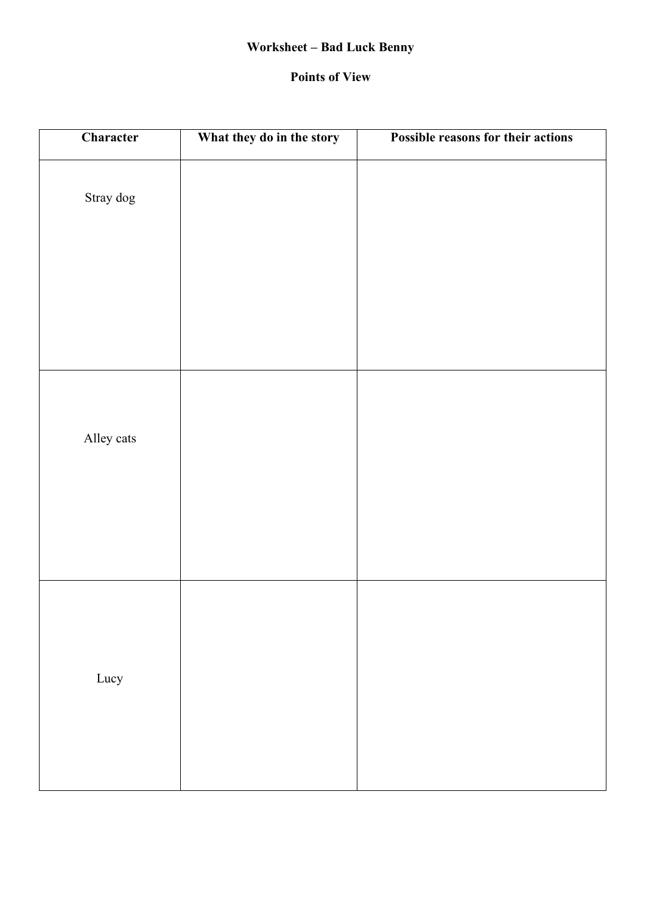**Worksheet – Bad Luck Benny**

**Points of View**

| Character | What they do in the story | Possible reasons for their actions |
|---|---|---|
| Stray dog | | |
| Alley cats | | |
| Lucy | | |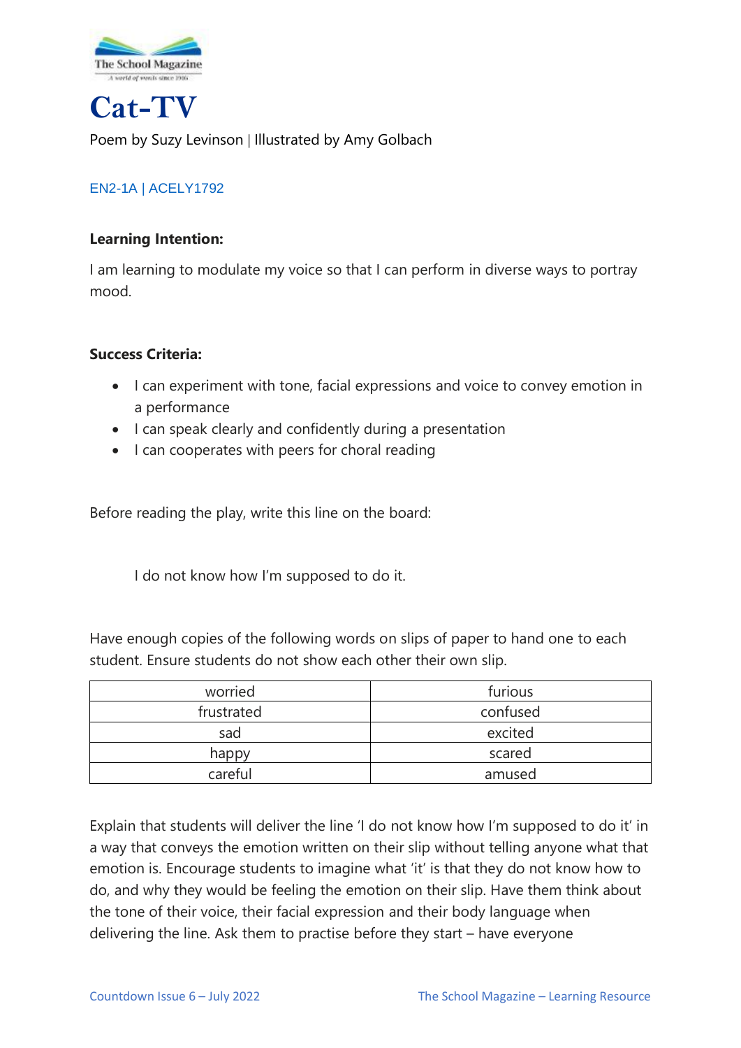# Cat-TV

Poem by Suzy Levinson | Illustrated by Amy Golbach

EN2-1A | ACELY1792

**Learning Intention:**

I am learning to modulate my voice so that I can perform in diverse ways to portray mood.

**Success Criteria:**

- I can experiment with tone, facial expressions and voice to convey emotion in a performance
- I can speak clearly and confidently during a presentation
- I can cooperates with peers for choral reading

Before reading the play, write this line on the board:

I do not know how I'm supposed to do it.

Have enough copies of the following words on slips of paper to hand one to each student. Ensure students do not show each other their own slip.

| worried | furious |
|---|---|
| frustrated | confused |
| sad | excited |
| happy | scared |
| careful | amused |

Explain that students will deliver the line 'I do not know how I'm supposed to do it' in a way that conveys the emotion written on their slip without telling anyone what that emotion is. Encourage students to imagine what 'it' is that they do not know how to do, and why they would be feeling the emotion on their slip. Have them think about the tone of their voice, their facial expression and their body language when delivering the line. Ask them to practise before they start – have everyone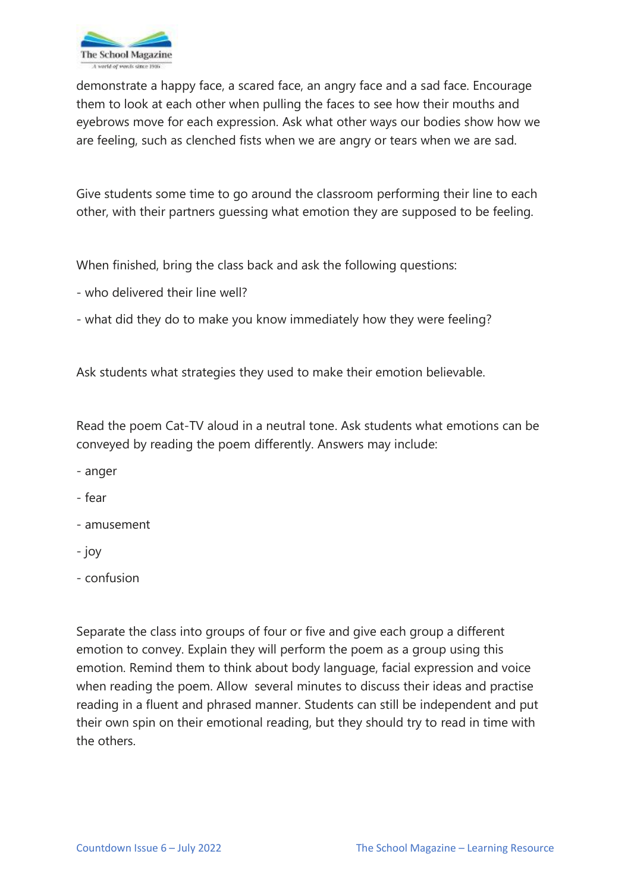demonstrate a happy face, a scared face, an angry face and a sad face. Encourage them to look at each other when pulling the faces to see how their mouths and eyebrows move for each expression. Ask what other ways our bodies show how we are feeling, such as clenched fists when we are angry or tears when we are sad.

Give students some time to go around the classroom performing their line to each other, with their partners guessing what emotion they are supposed to be feeling.

When finished, bring the class back and ask the following questions:

- who delivered their line well?
- what did they do to make you know immediately how they were feeling?

Ask students what strategies they used to make their emotion believable.

Read the poem Cat-TV aloud in a neutral tone. Ask students what emotions can be conveyed by reading the poem differently. Answers may include:

- anger
- fear
- amusement
- joy
- confusion

Separate the class into groups of four or five and give each group a different emotion to convey. Explain they will perform the poem as a group using this emotion. Remind them to think about body language, facial expression and voice when reading the poem. Allow several minutes to discuss their ideas and practise reading in a fluent and phrased manner. Students can still be independent and put their own spin on their emotional reading, but they should try to read in time with the others.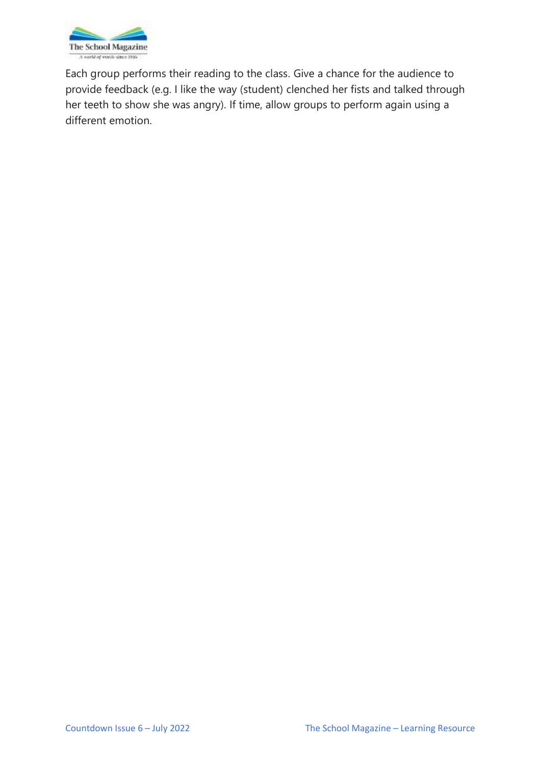Each group performs their reading to the class. Give a chance for the audience to provide feedback (e.g. I like the way (student) clenched her fists and talked through her teeth to show she was angry). If time, allow groups to perform again using a different emotion.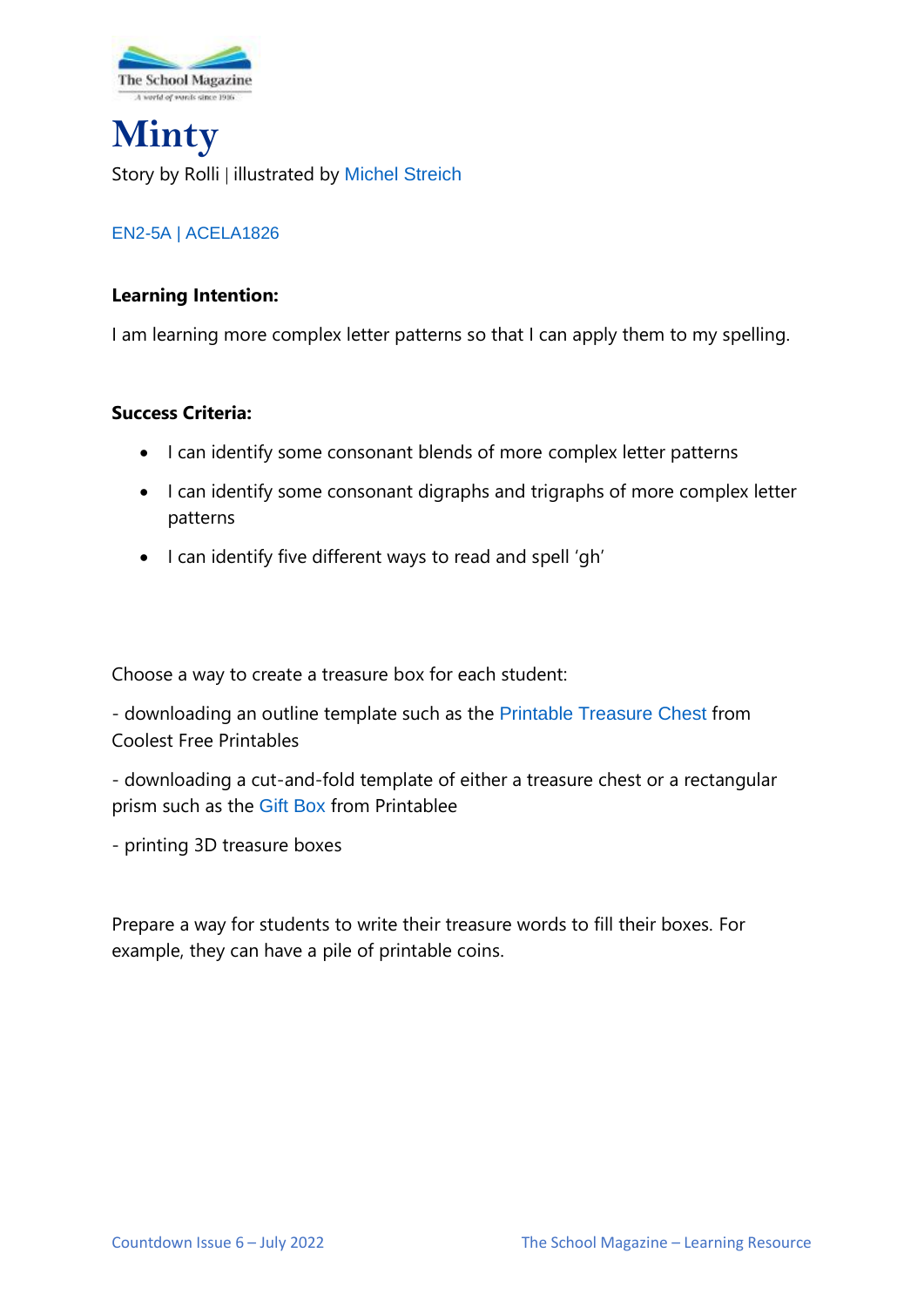# Minty

Story by Rolli | illustrated by Michel Streich

EN2-5A | ACELA1826

**Learning Intention:**

I am learning more complex letter patterns so that I can apply them to my spelling.

**Success Criteria:**

- I can identify some consonant blends of more complex letter patterns
- I can identify some consonant digraphs and trigraphs of more complex letter patterns
- I can identify five different ways to read and spell 'gh'

Choose a way to create a treasure box for each student:

- downloading an outline template such as the Printable Treasure Chest from Coolest Free Printables

- downloading a cut-and-fold template of either a treasure chest or a rectangular prism such as the Gift Box from Printablee

- printing 3D treasure boxes

Prepare a way for students to write their treasure words to fill their boxes. For example, they can have a pile of printable coins.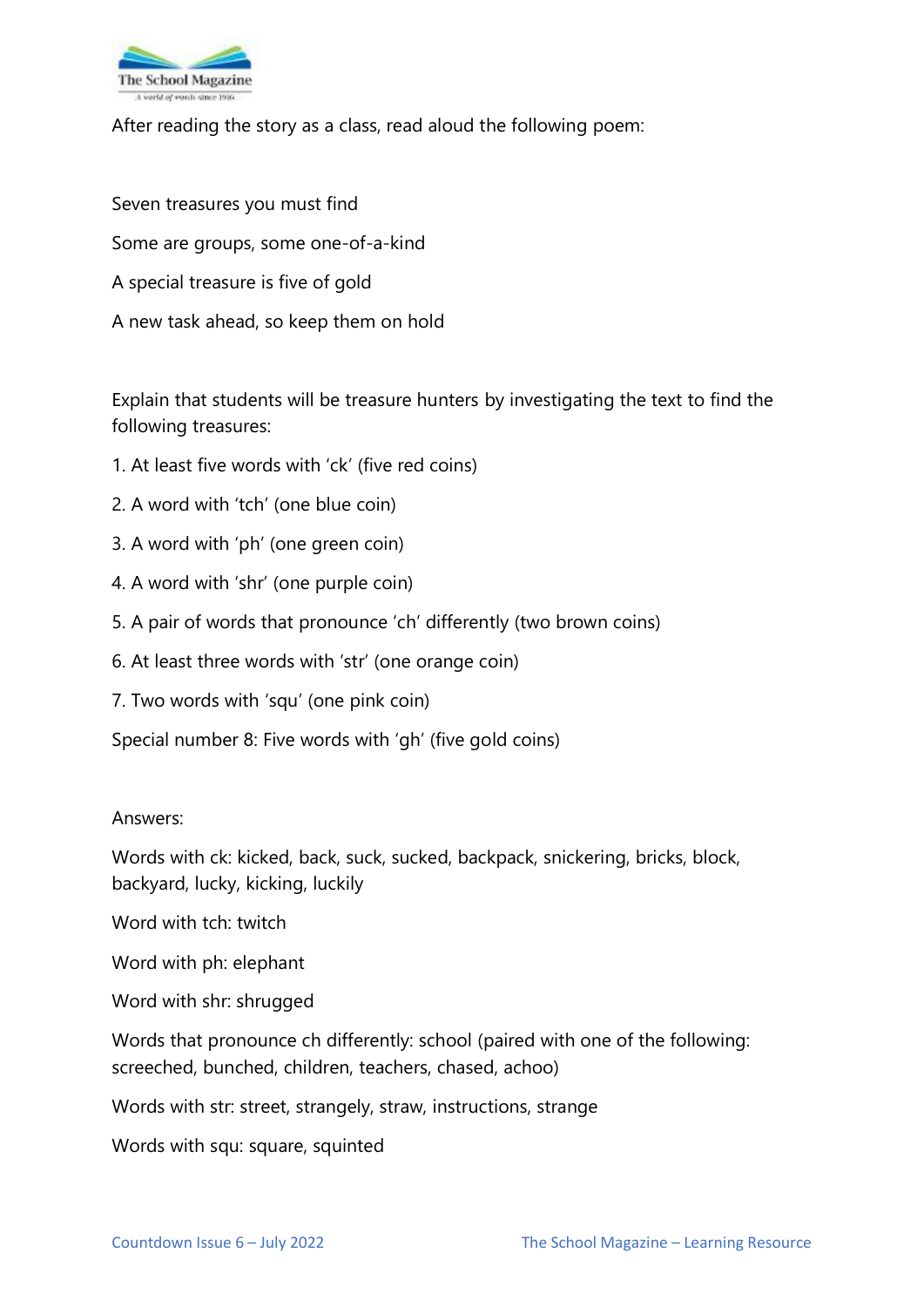After reading the story as a class, read aloud the following poem:

Seven treasures you must find

Some are groups, some one-of-a-kind

A special treasure is five of gold

A new task ahead, so keep them on hold

Explain that students will be treasure hunters by investigating the text to find the following treasures:

1. At least five words with 'ck' (five red coins)
2. A word with 'tch' (one blue coin)
3. A word with 'ph' (one green coin)
4. A word with 'shr' (one purple coin)
5. A pair of words that pronounce 'ch' differently (two brown coins)
6. At least three words with 'str' (one orange coin)
7. Two words with 'squ' (one pink coin)

Special number 8: Five words with 'gh' (five gold coins)

Answers:

Words with ck: kicked, back, suck, sucked, backpack, snickering, bricks, block, backyard, lucky, kicking, luckily

Word with tch: twitch

Word with ph: elephant

Word with shr: shrugged

Words that pronounce ch differently: school (paired with one of the following: screeched, bunched, children, teachers, chased, achoo)

Words with str: street, strangely, straw, instructions, strange

Words with squ: square, squinted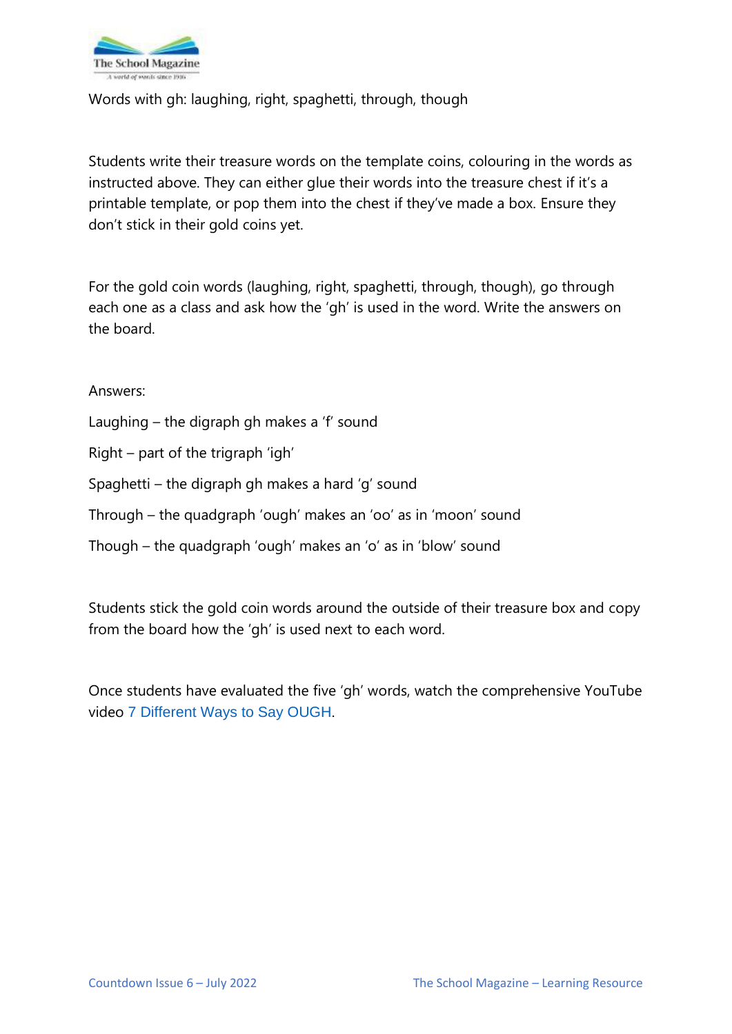Words with gh: laughing, right, spaghetti, through, though

Students write their treasure words on the template coins, colouring in the words as instructed above. They can either glue their words into the treasure chest if it's a printable template, or pop them into the chest if they've made a box. Ensure they don't stick in their gold coins yet.

For the gold coin words (laughing, right, spaghetti, through, though), go through each one as a class and ask how the 'gh' is used in the word. Write the answers on the board.

Answers:

Laughing – the digraph gh makes a 'f' sound

Right – part of the trigraph 'igh'

Spaghetti – the digraph gh makes a hard 'g' sound

Through – the quadgraph 'ough' makes an 'oo' as in 'moon' sound

Though – the quadgraph 'ough' makes an 'o' as in 'blow' sound

Students stick the gold coin words around the outside of their treasure box and copy from the board how the 'gh' is used next to each word.

Once students have evaluated the five 'gh' words, watch the comprehensive YouTube video 7 Different Ways to Say OUGH.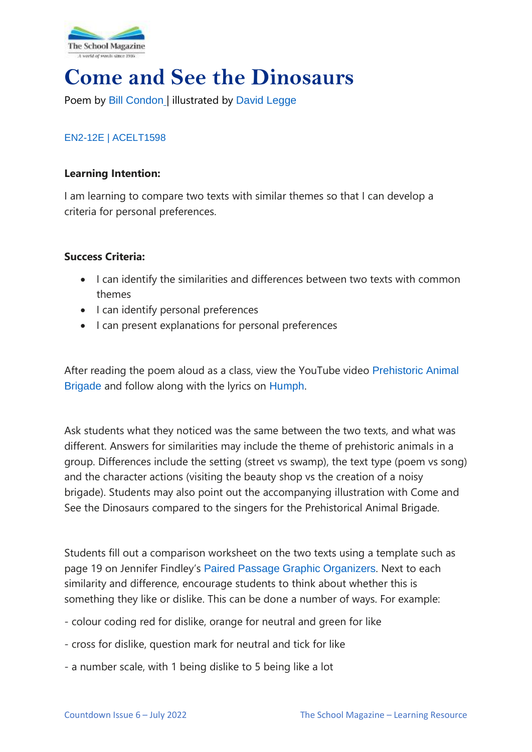# Come and See the Dinosaurs

Poem by Bill Condon | illustrated by David Legge

EN2-12E | ACELT1598

**Learning Intention:**

I am learning to compare two texts with similar themes so that I can develop a criteria for personal preferences.

**Success Criteria:**

- I can identify the similarities and differences between two texts with common themes
- I can identify personal preferences
- I can present explanations for personal preferences

After reading the poem aloud as a class, view the YouTube video Prehistoric Animal Brigade and follow along with the lyrics on Humph.

Ask students what they noticed was the same between the two texts, and what was different. Answers for similarities may include the theme of prehistoric animals in a group. Differences include the setting (street vs swamp), the text type (poem vs song) and the character actions (visiting the beauty shop vs the creation of a noisy brigade). Students may also point out the accompanying illustration with Come and See the Dinosaurs compared to the singers for the Prehistorical Animal Brigade.

Students fill out a comparison worksheet on the two texts using a template such as page 19 on Jennifer Findley's Paired Passage Graphic Organizers. Next to each similarity and difference, encourage students to think about whether this is something they like or dislike. This can be done a number of ways. For example:

- colour coding red for dislike, orange for neutral and green for like

- cross for dislike, question mark for neutral and tick for like

- a number scale, with 1 being dislike to 5 being like a lot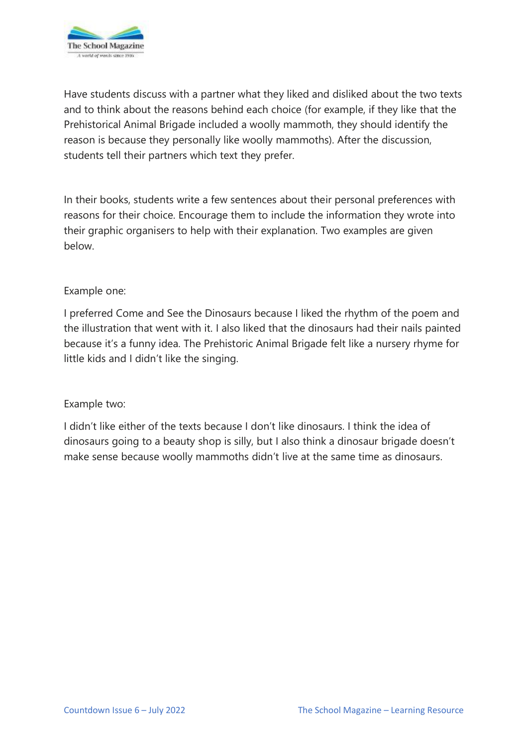Have students discuss with a partner what they liked and disliked about the two texts and to think about the reasons behind each choice (for example, if they like that the Prehistorical Animal Brigade included a woolly mammoth, they should identify the reason is because they personally like woolly mammoths). After the discussion, students tell their partners which text they prefer.

In their books, students write a few sentences about their personal preferences with reasons for their choice. Encourage them to include the information they wrote into their graphic organisers to help with their explanation. Two examples are given below.

Example one:

I preferred Come and See the Dinosaurs because I liked the rhythm of the poem and the illustration that went with it. I also liked that the dinosaurs had their nails painted because it's a funny idea. The Prehistoric Animal Brigade felt like a nursery rhyme for little kids and I didn't like the singing.

Example two:

I didn't like either of the texts because I don't like dinosaurs. I think the idea of dinosaurs going to a beauty shop is silly, but I also think a dinosaur brigade doesn't make sense because woolly mammoths didn't live at the same time as dinosaurs.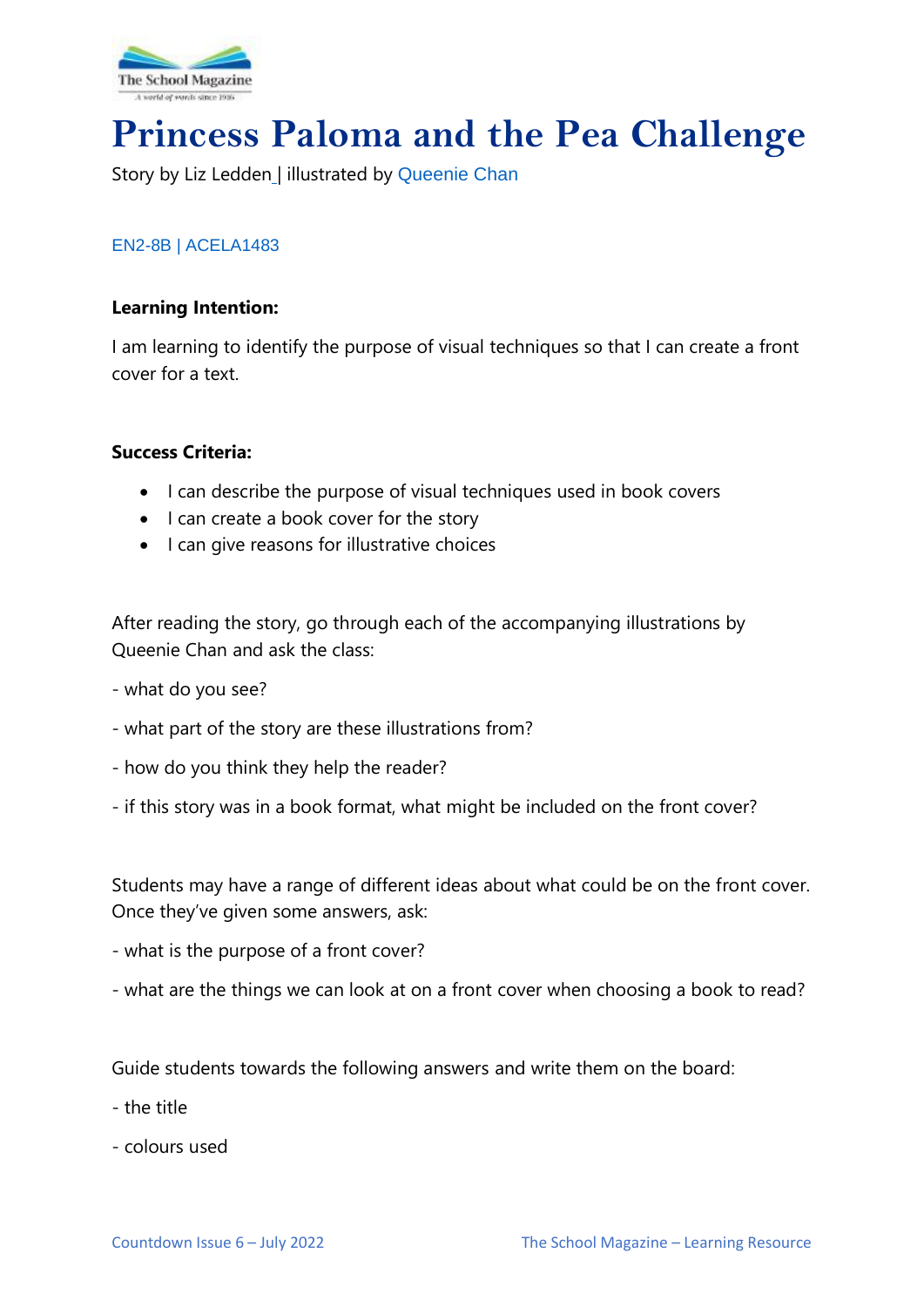# Princess Paloma and the Pea Challenge

Story by Liz Ledden | illustrated by Queenie Chan

EN2-8B | ACELA1483

**Learning Intention:**

I am learning to identify the purpose of visual techniques so that I can create a front cover for a text.

**Success Criteria:**

- I can describe the purpose of visual techniques used in book covers
- I can create a book cover for the story
- I can give reasons for illustrative choices

After reading the story, go through each of the accompanying illustrations by Queenie Chan and ask the class:

- what do you see?

- what part of the story are these illustrations from?

- how do you think they help the reader?

- if this story was in a book format, what might be included on the front cover?

Students may have a range of different ideas about what could be on the front cover. Once they've given some answers, ask:

- what is the purpose of a front cover?

- what are the things we can look at on a front cover when choosing a book to read?

Guide students towards the following answers and write them on the board:

- the title

- colours used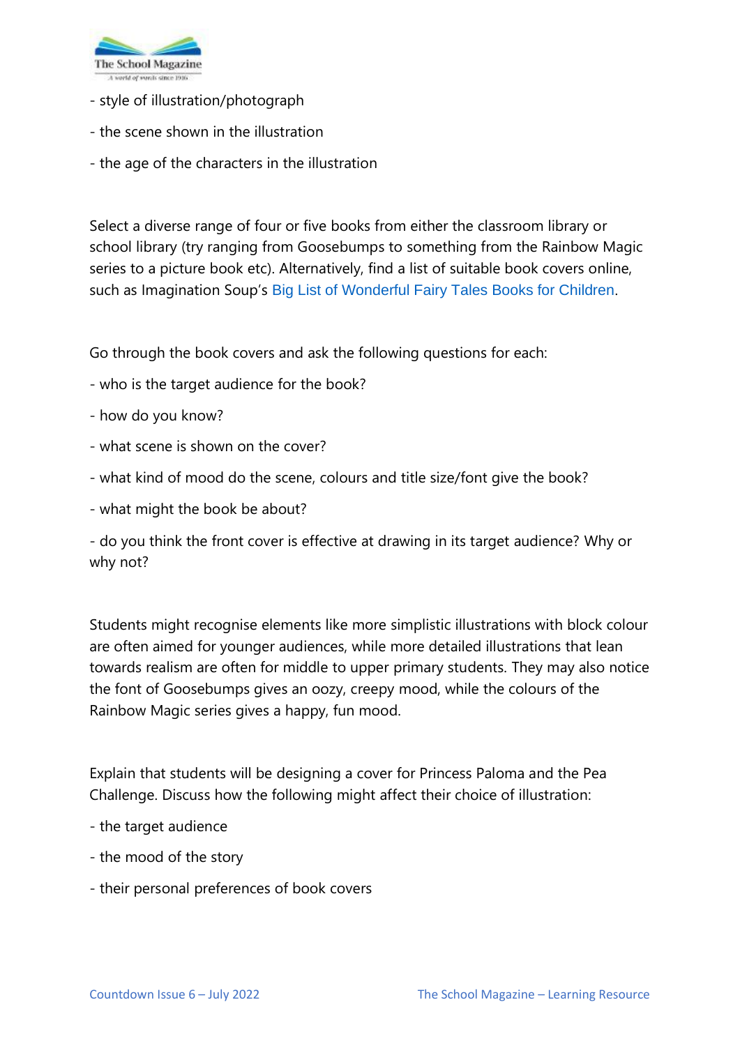- style of illustration/photograph
- the scene shown in the illustration
- the age of the characters in the illustration

Select a diverse range of four or five books from either the classroom library or school library (try ranging from Goosebumps to something from the Rainbow Magic series to a picture book etc). Alternatively, find a list of suitable book covers online, such as Imagination Soup's Big List of Wonderful Fairy Tales Books for Children.

Go through the book covers and ask the following questions for each:

- who is the target audience for the book?
- how do you know?
- what scene is shown on the cover?
- what kind of mood do the scene, colours and title size/font give the book?
- what might the book be about?
- do you think the front cover is effective at drawing in its target audience? Why or why not?

Students might recognise elements like more simplistic illustrations with block colour are often aimed for younger audiences, while more detailed illustrations that lean towards realism are often for middle to upper primary students. They may also notice the font of Goosebumps gives an oozy, creepy mood, while the colours of the Rainbow Magic series gives a happy, fun mood.

Explain that students will be designing a cover for Princess Paloma and the Pea Challenge. Discuss how the following might affect their choice of illustration:

- the target audience
- the mood of the story
- their personal preferences of book covers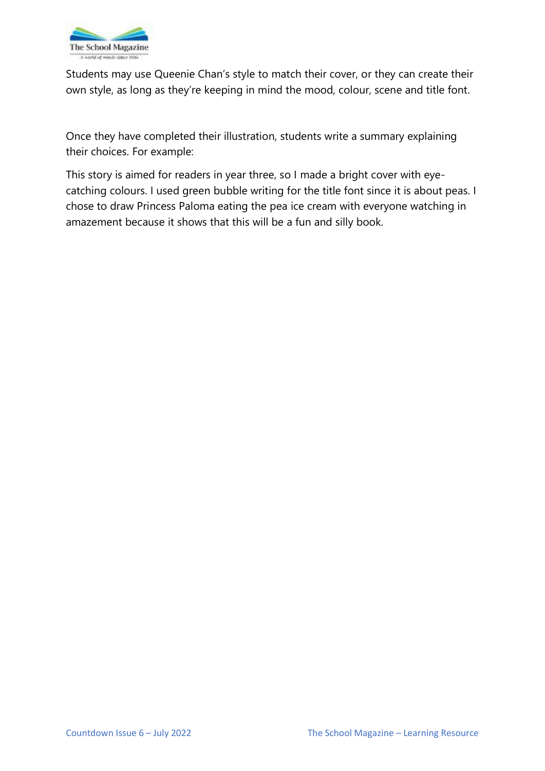Students may use Queenie Chan's style to match their cover, or they can create their own style, as long as they're keeping in mind the mood, colour, scene and title font.

Once they have completed their illustration, students write a summary explaining their choices. For example:

This story is aimed for readers in year three, so I made a bright cover with eye-catching colours. I used green bubble writing for the title font since it is about peas. I chose to draw Princess Paloma eating the pea ice cream with everyone watching in amazement because it shows that this will be a fun and silly book.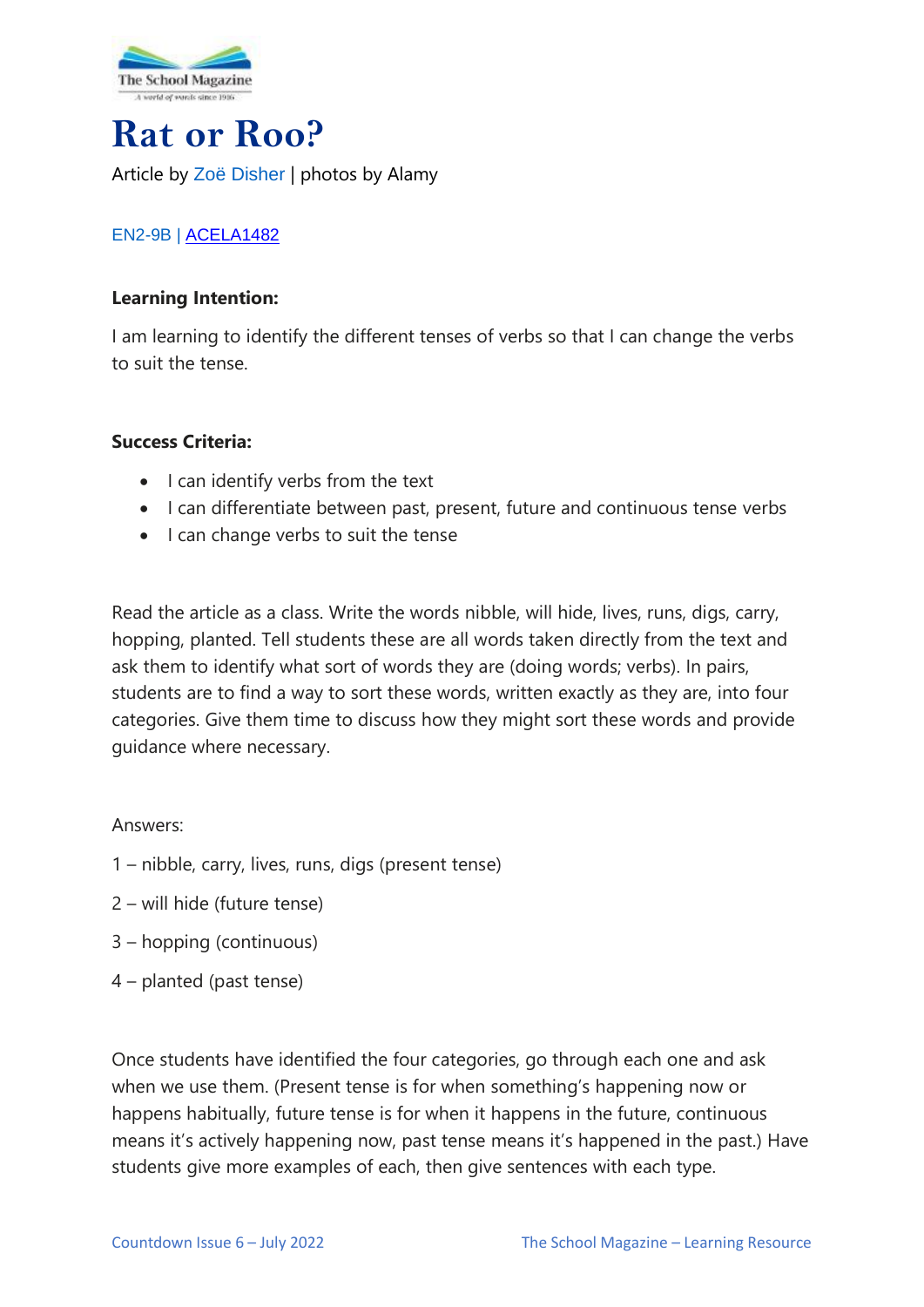# Rat or Roo?

Article by Zoë Disher | photos by Alamy

EN2-9B | ACELA1482

**Learning Intention:**

I am learning to identify the different tenses of verbs so that I can change the verbs to suit the tense.

**Success Criteria:**

- I can identify verbs from the text
- I can differentiate between past, present, future and continuous tense verbs
- I can change verbs to suit the tense

Read the article as a class. Write the words nibble, will hide, lives, runs, digs, carry, hopping, planted. Tell students these are all words taken directly from the text and ask them to identify what sort of words they are (doing words; verbs). In pairs, students are to find a way to sort these words, written exactly as they are, into four categories. Give them time to discuss how they might sort these words and provide guidance where necessary.

Answers:

1 – nibble, carry, lives, runs, digs (present tense)

2 – will hide (future tense)

3 – hopping (continuous)

4 – planted (past tense)

Once students have identified the four categories, go through each one and ask when we use them. (Present tense is for when something's happening now or happens habitually, future tense is for when it happens in the future, continuous means it's actively happening now, past tense means it's happened in the past.) Have students give more examples of each, then give sentences with each type.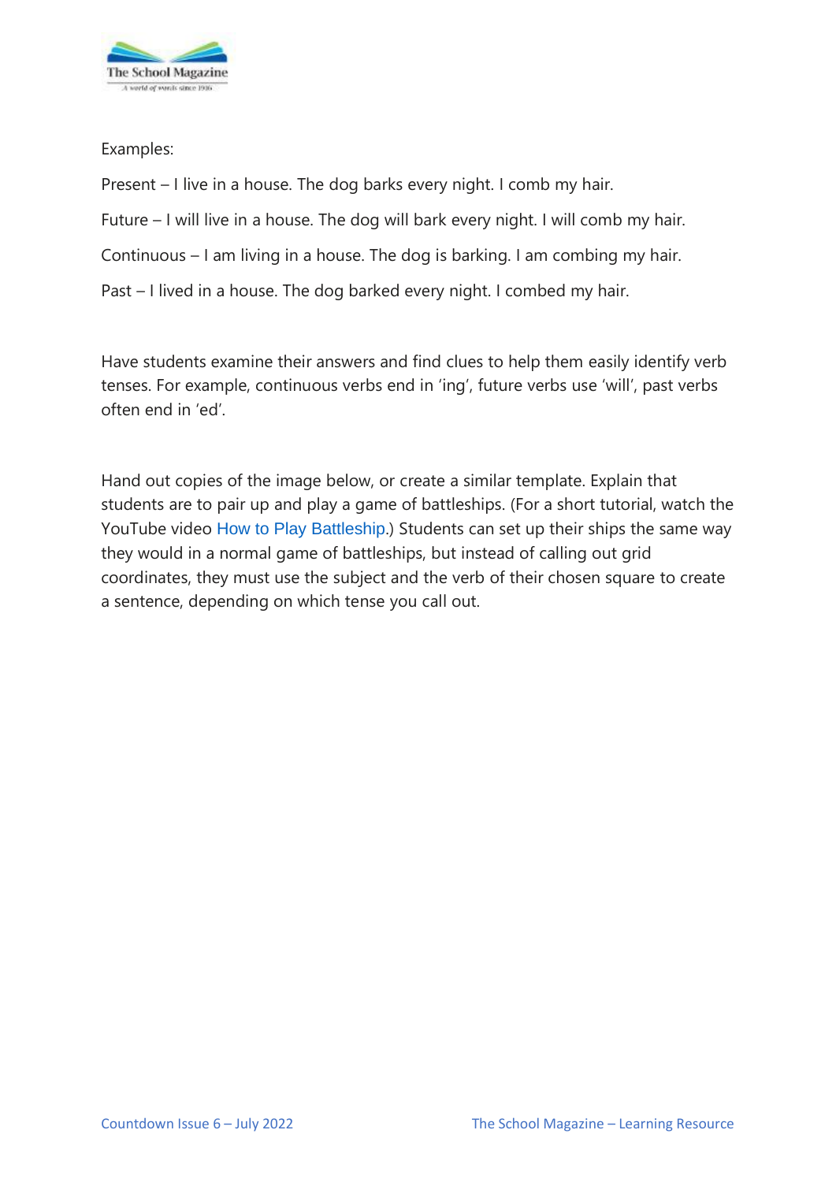Examples:

Present – I live in a house. The dog barks every night. I comb my hair.

Future – I will live in a house. The dog will bark every night. I will comb my hair.

Continuous – I am living in a house. The dog is barking. I am combing my hair.

Past – I lived in a house. The dog barked every night. I combed my hair.

Have students examine their answers and find clues to help them easily identify verb tenses. For example, continuous verbs end in 'ing', future verbs use 'will', past verbs often end in 'ed'.

Hand out copies of the image below, or create a similar template. Explain that students are to pair up and play a game of battleships. (For a short tutorial, watch the YouTube video How to Play Battleship.) Students can set up their ships the same way they would in a normal game of battleships, but instead of calling out grid coordinates, they must use the subject and the verb of their chosen square to create a sentence, depending on which tense you call out.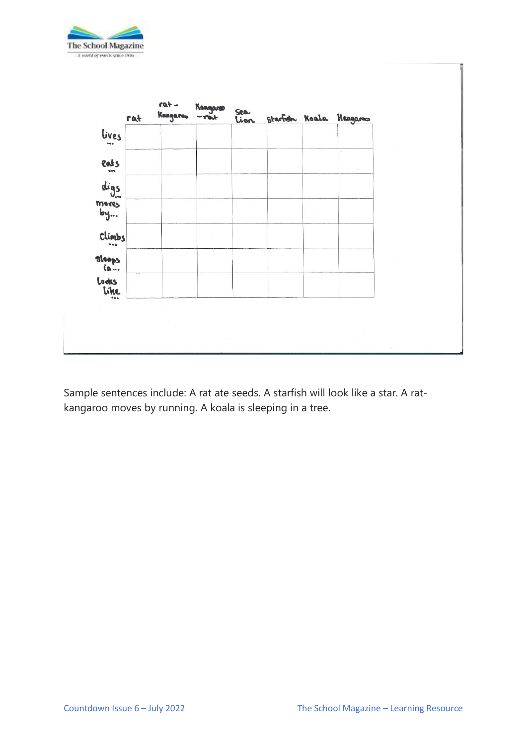| | rat | rat-Kangaroo | Kangaroo-rat | Sea Lion | Starfish | Koala | Kangaroo |
|---|---|---|---|---|---|---|---|
| lives ... | | | | | | | |
| eats ... | | | | | | | |
| digs ... | | | | | | | |
| moves by... | | | | | | | |
| climbs ... | | | | | | | |
| sleeps in... | | | | | | | |
| looks like ... | | | | | | | |

Sample sentences include: A rat ate seeds. A starfish will look like a star. A rat-kangaroo moves by running. A koala is sleeping in a tree.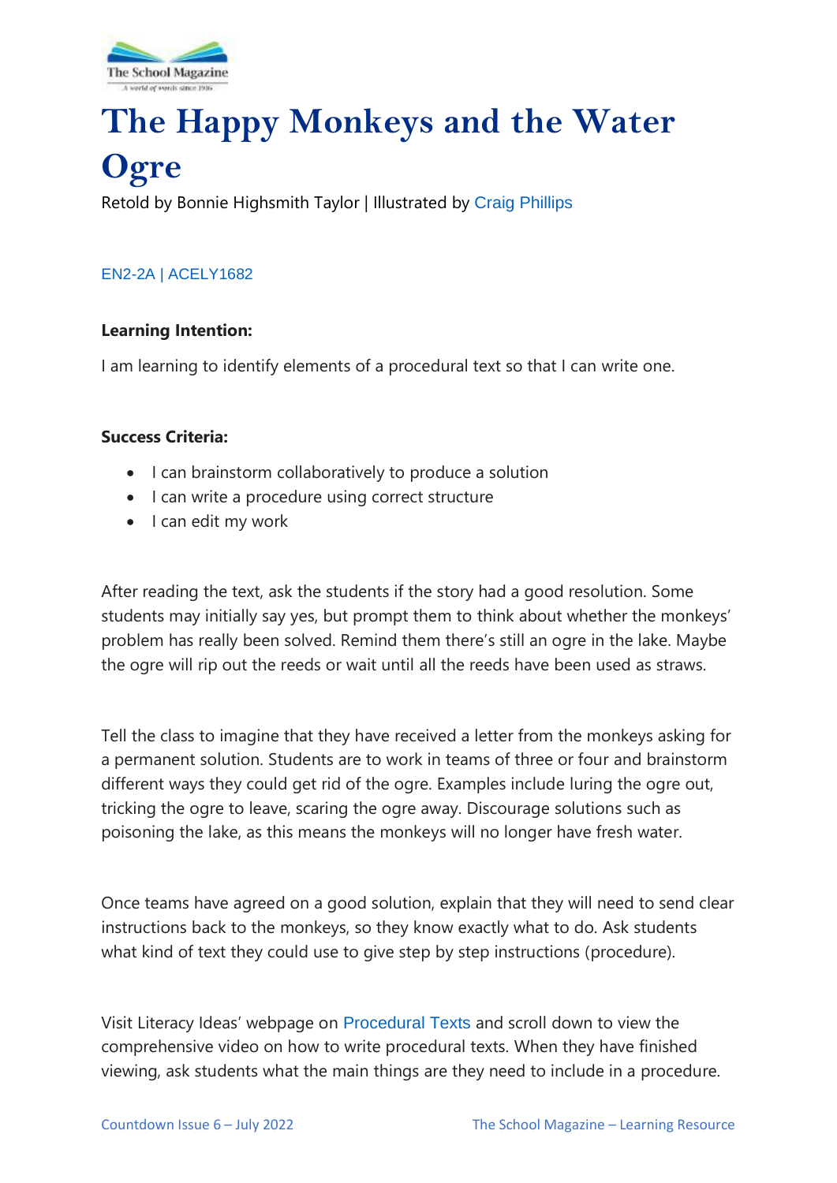# The Happy Monkeys and the Water Ogre

Retold by Bonnie Highsmith Taylor | Illustrated by Craig Phillips

EN2-2A | ACELY1682

**Learning Intention:**

I am learning to identify elements of a procedural text so that I can write one.

**Success Criteria:**

- I can brainstorm collaboratively to produce a solution
- I can write a procedure using correct structure
- I can edit my work

After reading the text, ask the students if the story had a good resolution. Some students may initially say yes, but prompt them to think about whether the monkeys' problem has really been solved. Remind them there's still an ogre in the lake. Maybe the ogre will rip out the reeds or wait until all the reeds have been used as straws.

Tell the class to imagine that they have received a letter from the monkeys asking for a permanent solution. Students are to work in teams of three or four and brainstorm different ways they could get rid of the ogre. Examples include luring the ogre out, tricking the ogre to leave, scaring the ogre away. Discourage solutions such as poisoning the lake, as this means the monkeys will no longer have fresh water.

Once teams have agreed on a good solution, explain that they will need to send clear instructions back to the monkeys, so they know exactly what to do. Ask students what kind of text they could use to give step by step instructions (procedure).

Visit Literacy Ideas' webpage on Procedural Texts and scroll down to view the comprehensive video on how to write procedural texts. When they have finished viewing, ask students what the main things are they need to include in a procedure.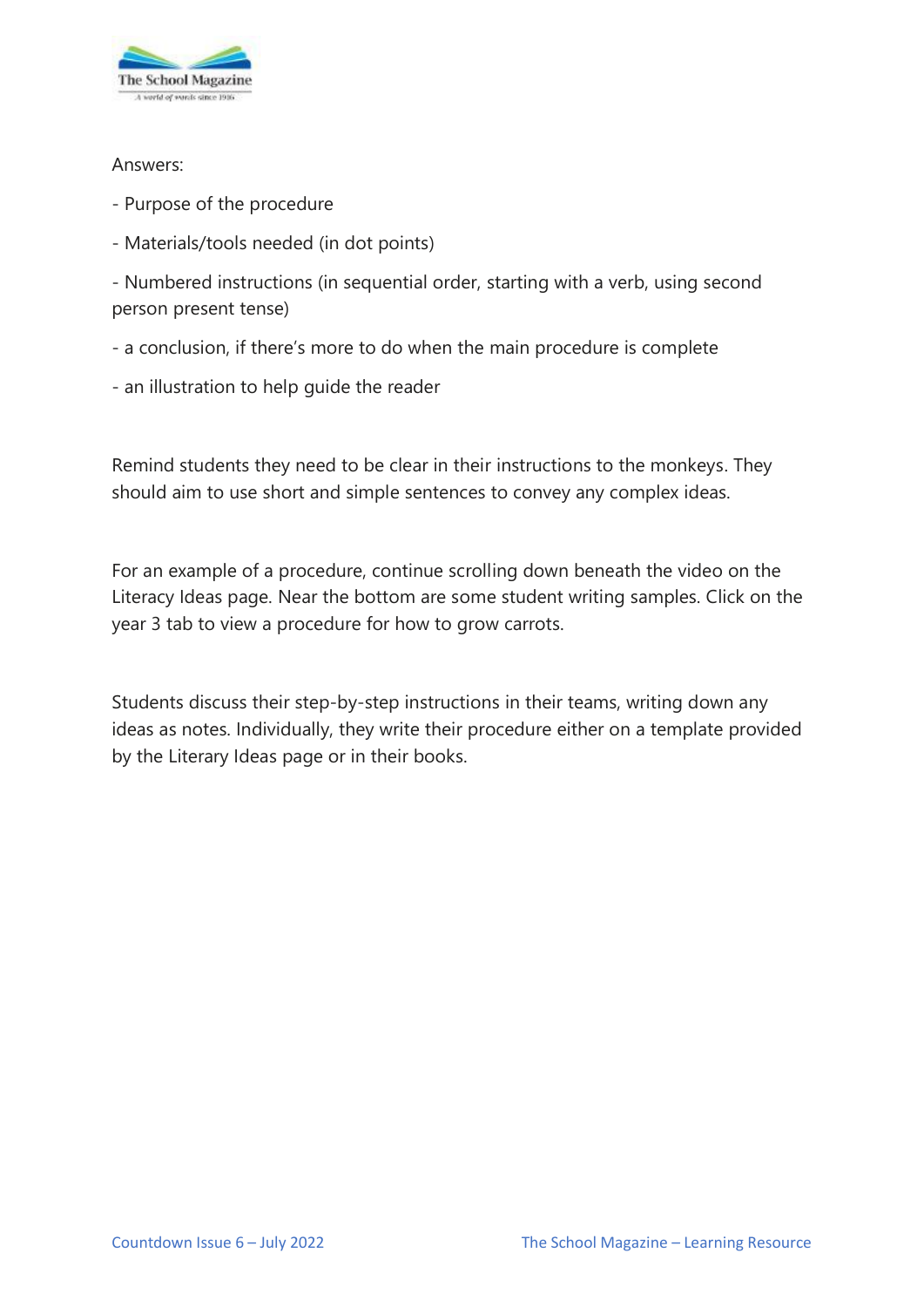Answers:

- Purpose of the procedure
- Materials/tools needed (in dot points)
- Numbered instructions (in sequential order, starting with a verb, using second person present tense)
- a conclusion, if there's more to do when the main procedure is complete
- an illustration to help guide the reader

Remind students they need to be clear in their instructions to the monkeys. They should aim to use short and simple sentences to convey any complex ideas.

For an example of a procedure, continue scrolling down beneath the video on the Literacy Ideas page. Near the bottom are some student writing samples. Click on the year 3 tab to view a procedure for how to grow carrots.

Students discuss their step-by-step instructions in their teams, writing down any ideas as notes. Individually, they write their procedure either on a template provided by the Literary Ideas page or in their books.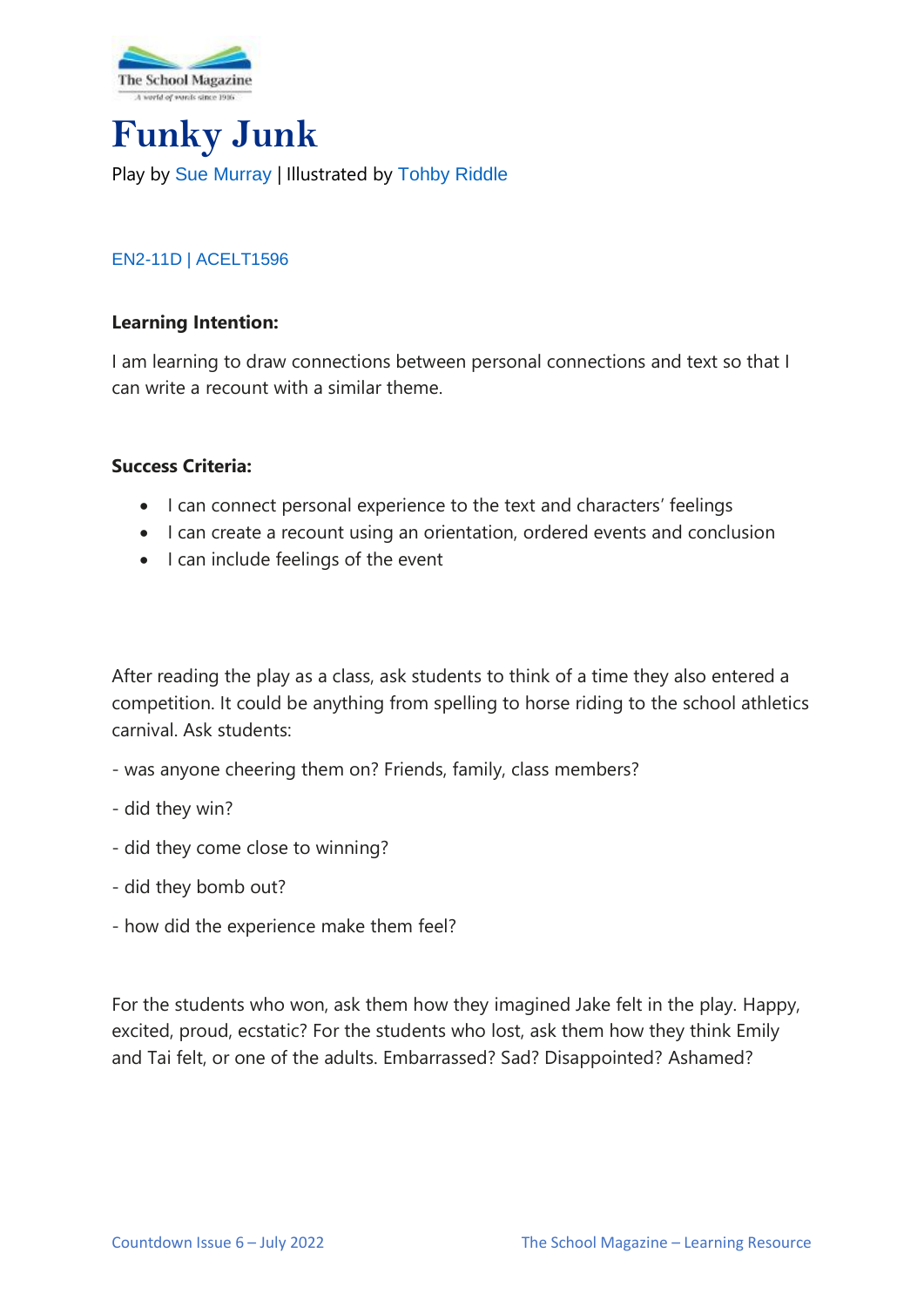# Funky Junk

Play by Sue Murray | Illustrated by Tohby Riddle

EN2-11D | ACELT1596

**Learning Intention:**

I am learning to draw connections between personal connections and text so that I can write a recount with a similar theme.

**Success Criteria:**

- I can connect personal experience to the text and characters' feelings
- I can create a recount using an orientation, ordered events and conclusion
- I can include feelings of the event

After reading the play as a class, ask students to think of a time they also entered a competition. It could be anything from spelling to horse riding to the school athletics carnival. Ask students:

- was anyone cheering them on? Friends, family, class members?

- did they win?

- did they come close to winning?

- did they bomb out?

- how did the experience make them feel?

For the students who won, ask them how they imagined Jake felt in the play. Happy, excited, proud, ecstatic? For the students who lost, ask them how they think Emily and Tai felt, or one of the adults. Embarrassed? Sad? Disappointed? Ashamed?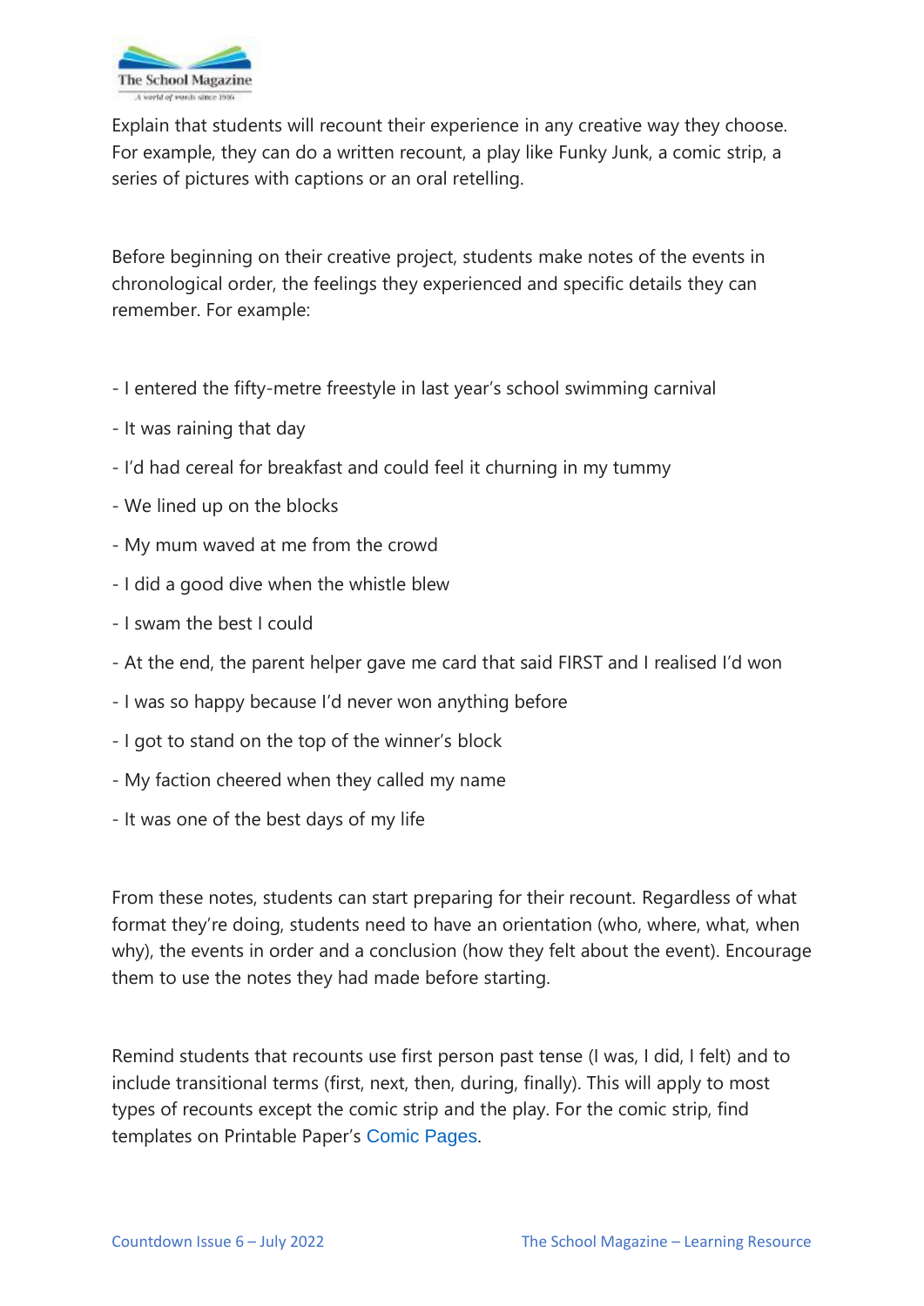Explain that students will recount their experience in any creative way they choose. For example, they can do a written recount, a play like Funky Junk, a comic strip, a series of pictures with captions or an oral retelling.

Before beginning on their creative project, students make notes of the events in chronological order, the feelings they experienced and specific details they can remember. For example:

- I entered the fifty-metre freestyle in last year's school swimming carnival
- It was raining that day
- I'd had cereal for breakfast and could feel it churning in my tummy
- We lined up on the blocks
- My mum waved at me from the crowd
- I did a good dive when the whistle blew
- I swam the best I could
- At the end, the parent helper gave me card that said FIRST and I realised I'd won
- I was so happy because I'd never won anything before
- I got to stand on the top of the winner's block
- My faction cheered when they called my name
- It was one of the best days of my life

From these notes, students can start preparing for their recount. Regardless of what format they're doing, students need to have an orientation (who, where, what, when why), the events in order and a conclusion (how they felt about the event). Encourage them to use the notes they had made before starting.

Remind students that recounts use first person past tense (I was, I did, I felt) and to include transitional terms (first, next, then, during, finally). This will apply to most types of recounts except the comic strip and the play. For the comic strip, find templates on Printable Paper's Comic Pages.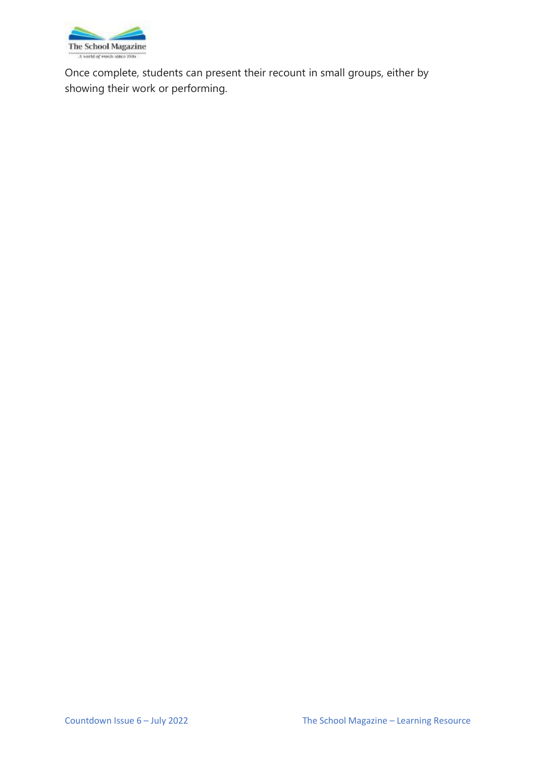Once complete, students can present their recount in small groups, either by showing their work or performing.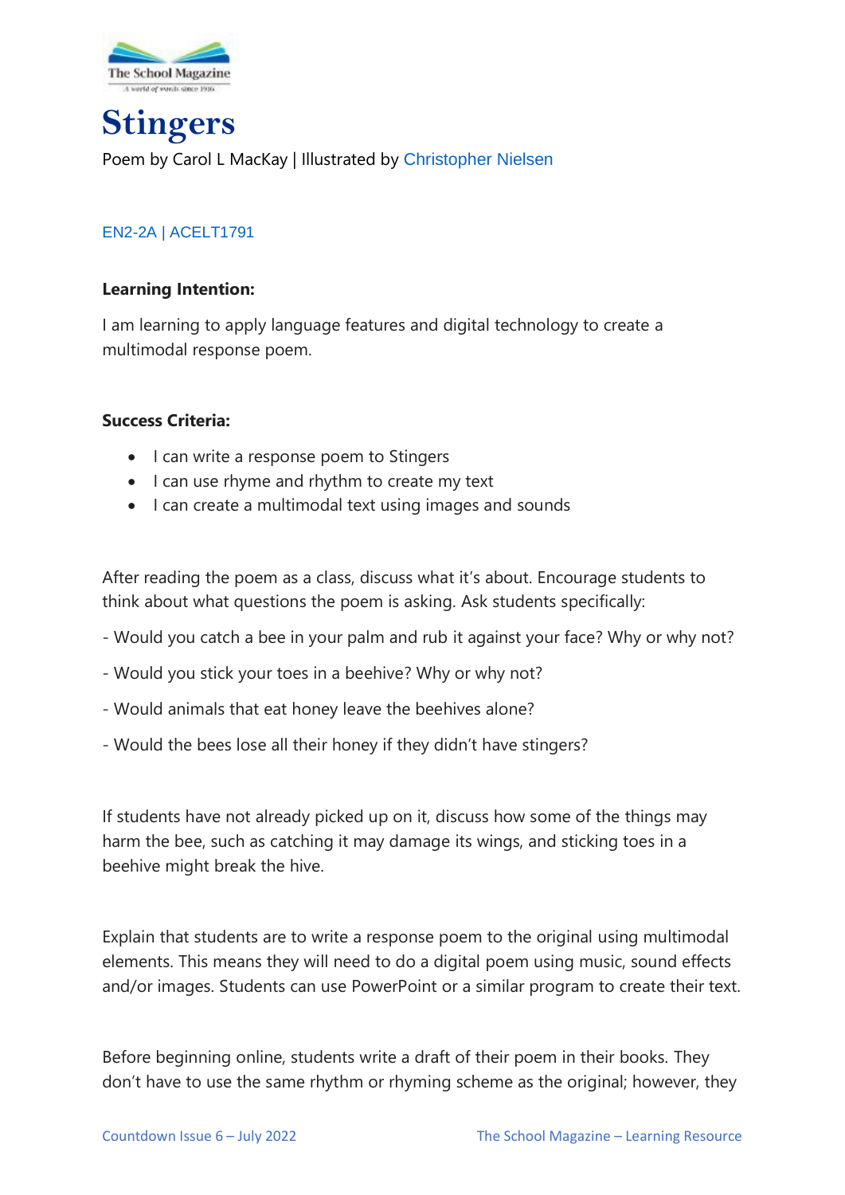# Stingers

Poem by Carol L MacKay | Illustrated by Christopher Nielsen

EN2-2A | ACELT1791

**Learning Intention:**

I am learning to apply language features and digital technology to create a multimodal response poem.

**Success Criteria:**

- I can write a response poem to Stingers
- I can use rhyme and rhythm to create my text
- I can create a multimodal text using images and sounds

After reading the poem as a class, discuss what it's about. Encourage students to think about what questions the poem is asking. Ask students specifically:

- Would you catch a bee in your palm and rub it against your face? Why or why not?

- Would you stick your toes in a beehive? Why or why not?

- Would animals that eat honey leave the beehives alone?

- Would the bees lose all their honey if they didn't have stingers?

If students have not already picked up on it, discuss how some of the things may harm the bee, such as catching it may damage its wings, and sticking toes in a beehive might break the hive.

Explain that students are to write a response poem to the original using multimodal elements. This means they will need to do a digital poem using music, sound effects and/or images. Students can use PowerPoint or a similar program to create their text.

Before beginning online, students write a draft of their poem in their books. They don't have to use the same rhythm or rhyming scheme as the original; however, they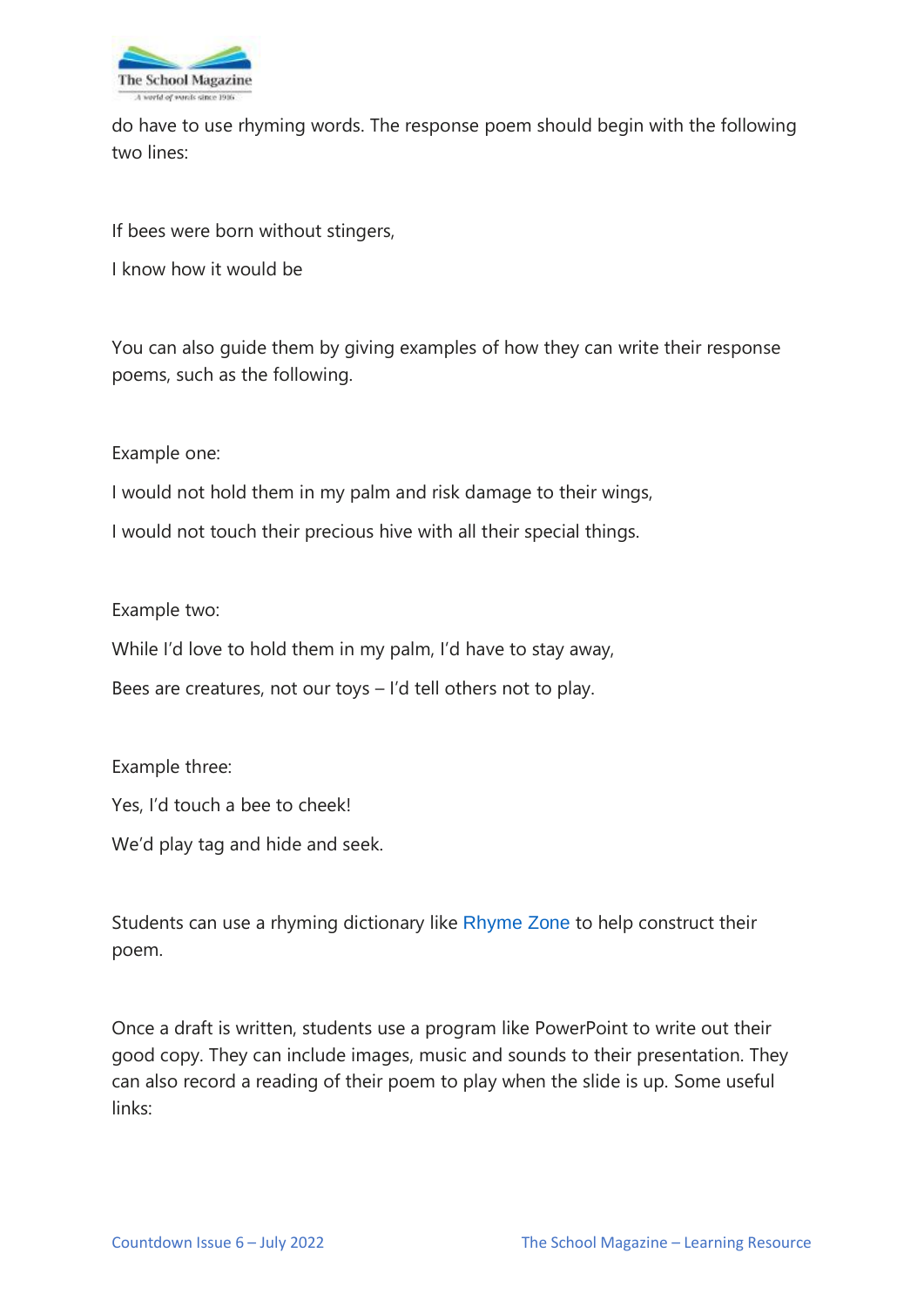do have to use rhyming words. The response poem should begin with the following two lines:

If bees were born without stingers,

I know how it would be

You can also guide them by giving examples of how they can write their response poems, such as the following.

Example one:

I would not hold them in my palm and risk damage to their wings,

I would not touch their precious hive with all their special things.

Example two:

While I'd love to hold them in my palm, I'd have to stay away,

Bees are creatures, not our toys – I'd tell others not to play.

Example three:

Yes, I'd touch a bee to cheek!

We'd play tag and hide and seek.

Students can use a rhyming dictionary like Rhyme Zone to help construct their poem.

Once a draft is written, students use a program like PowerPoint to write out their good copy. They can include images, music and sounds to their presentation. They can also record a reading of their poem to play when the slide is up. Some useful links: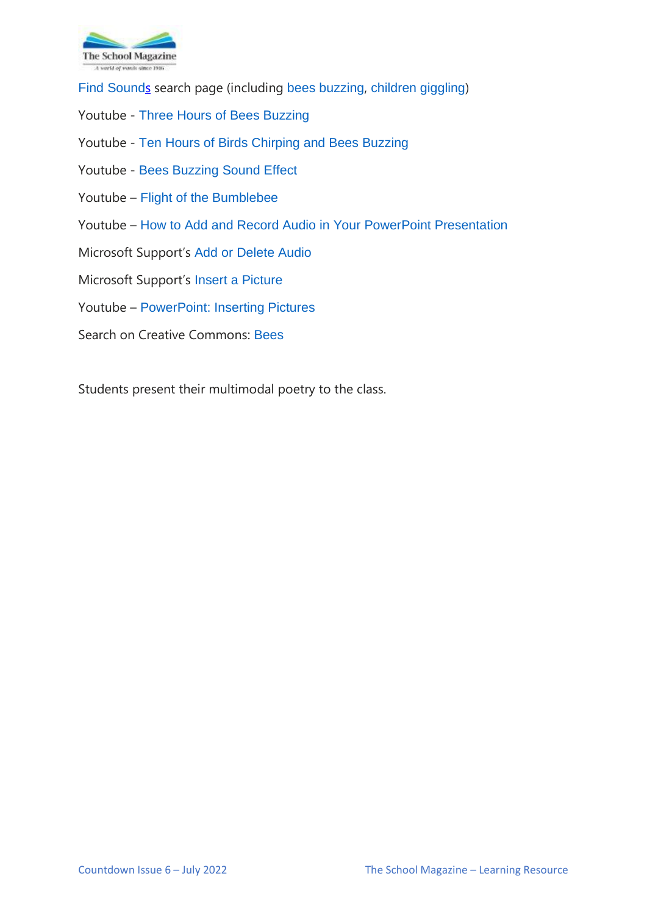Find Sounds search page (including bees buzzing, children giggling)

Youtube - Three Hours of Bees Buzzing

Youtube - Ten Hours of Birds Chirping and Bees Buzzing

Youtube - Bees Buzzing Sound Effect

Youtube – Flight of the Bumblebee

Youtube – How to Add and Record Audio in Your PowerPoint Presentation

Microsoft Support's Add or Delete Audio

Microsoft Support's Insert a Picture

Youtube – PowerPoint: Inserting Pictures

Search on Creative Commons: Bees

Students present their multimodal poetry to the class.